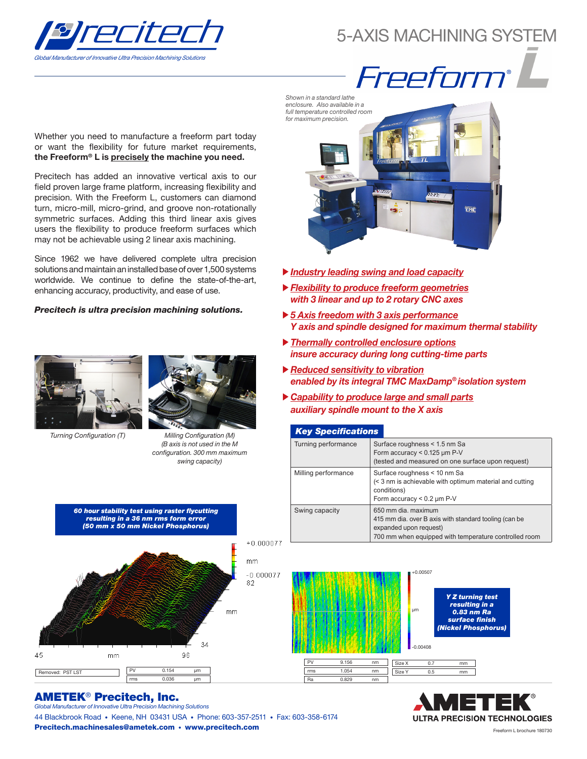# Precitech

*Global Manufacturer of Innovative Ultra Precision Machining Solutions*

## 5-AXIS MACHINING SYSTEM

# Freeform® L

*Shown in a standard lathe enclosure. Also available in a full temperature controlled room for maximum precision.*

Whether you need to manufacture a freeform part today or want the flexibility for future market requirements, **the Freeform® L is precisely the machine you need.**

Precitech has added an innovative vertical axis to our field proven large frame platform, increasing flexibility and precision. With the Freeform L, customers can diamond turn, micro-mill, micro-grind, and groove non-rotationally symmetric surfaces. Adding this third linear axis gives users the flexibility to produce freeform surfaces which may not be achievable using 2 linear axis machining.

Since 1962 we have delivered complete ultra precision solutions and maintain an installed base of over 1,500 systems worldwide. We continue to define the state-of-the-art, enhancing accuracy, productivity, and ease of use.

***Precitech is ultra precision machining solutions.***

- ***Industry leading swing and load capacity***
- ***Flexibility to produce freeform geometries*** *with 3 linear and up to 2 rotary CNC axes*
- ***5 Axis freedom with 3 axis performance*** *Y axis and spindle designed for maximum thermal stability*
- ***Thermally controlled enclosure options*** *insure accuracy during long cutting-time parts*
- ***Reduced sensitivity to vibration*** *enabled by its integral TMC MaxDamp® isolation system*
- ***Capability to produce large and small parts*** *auxiliary spindle mount to the X axis*

*Turning Configuration (T)*

*Milling Configuration (M) (B axis is not used in the M configuration. 300 mm maximum swing capacity)*

### Key Specifications

| | |
|---|---|
| Turning performance | Surface roughness < 1.5 nm Sa<br>Form accuracy < 0.125 µm P-V<br>(tested and measured on one surface upon request) |
| Milling performance | Surface roughness < 10 nm Sa<br>(< 3 nm is achievable with optimum material and cutting conditions)<br>Form accuracy < 0.2 µm P-V |
| Swing capacity | 650 mm dia. maximum<br>415 mm dia. over B axis with standard tooling (can be expanded upon request)<br>700 mm when equipped with temperature controlled room |

***60 hour stability test using raster flycutting resulting in a 36 nm rms form error (50 mm x 50 mm Nickel Phosphorus)***

+0.000077 mm -0.000077

Removed: PST LST

| | | |
|---|---|---|
| PV | 0.154 | µm |
| rms | 0.036 | µm |

***Y Z turning test resulting in a 0.83 nm Ra surface finish (Nickel Phosphorus)***

+0.00507 µm -0.00408

| | | |
|---|---|---|
| PV | 9.156 | nm |
| rms | 1.054 | nm |
| Ra | 0.829 | nm |

| | | |
|---|---|---|
| Size X | 0.7 | mm |
| Size Y | 0.5 | mm |

**AMETEK® Precitech, Inc.**
*Global Manufacturer of Innovative Ultra Precision Machining Solutions*
44 Blackbrook Road • Keene, NH 03431 USA • Phone: 603-357-2511 • Fax: 603-358-6174
**Precitech.machinesales@ametek.com • www.precitech.com**

AMETEK® ULTRA PRECISION TECHNOLOGIES

Freeform L brochure 180730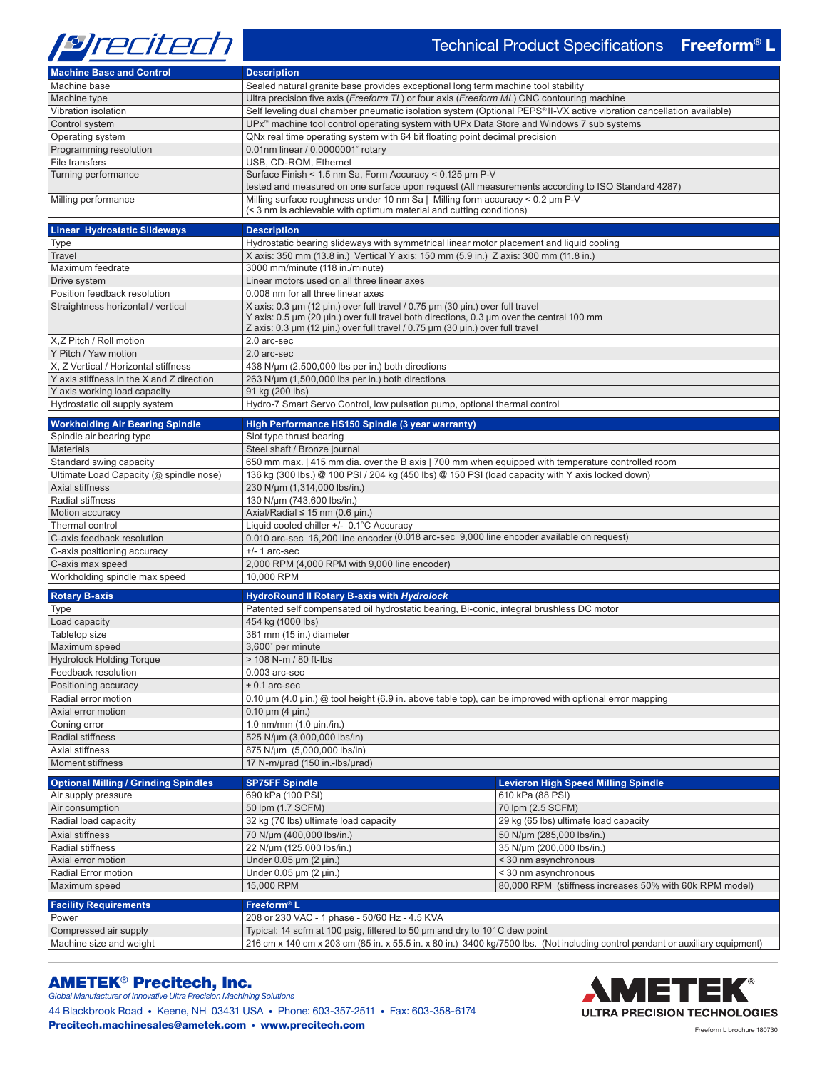Precitech

Technical Product Specifications **Freeform® L**

| Machine Base and Control | Description |
|---|---|
| Machine base | Sealed natural granite base provides exceptional long term machine tool stability |
| Machine type | Ultra precision five axis (*Freeform TL*) or four axis (*Freeform ML*) CNC contouring machine |
| Vibration isolation | Self leveling dual chamber pneumatic isolation system (Optional PEPS® II-VX active vibration cancellation available) |
| Control system | UPx™ machine tool control operating system with UPx Data Store and Windows 7 sub systems |
| Operating system | QNx real time operating system with 64 bit floating point decimal precision |
| Programming resolution | 0.01nm linear / 0.0000001˚ rotary |
| File transfers | USB, CD-ROM, Ethernet |
| Turning performance | Surface Finish < 1.5 nm Sa, Form Accuracy < 0.125 µm P-V<br>tested and measured on one surface upon request (All measurements according to ISO Standard 4287) |
| Milling performance | Milling surface roughness under 10 nm Sa \| Milling form accuracy < 0.2 µm P-V<br>(< 3 nm is achievable with optimum material and cutting conditions) |

| Linear Hydrostatic Slideways | Description |
|---|---|
| Type | Hydrostatic bearing slideways with symmetrical linear motor placement and liquid cooling |
| Travel | X axis: 350 mm (13.8 in.) Vertical Y axis: 150 mm (5.9 in.) Z axis: 300 mm (11.8 in.) |
| Maximum feedrate | 3000 mm/minute (118 in./minute) |
| Drive system | Linear motors used on all three linear axes |
| Position feedback resolution | 0.008 nm for all three linear axes |
| Straightness horizontal / vertical | X axis: 0.3 µm (12 µin.) over full travel / 0.75 µm (30 µin.) over full travel<br>Y axis: 0.5 µm (20 µin.) over full travel both directions, 0.3 µm over the central 100 mm<br>Z axis: 0.3 µm (12 µin.) over full travel / 0.75 µm (30 µin.) over full travel |
| X,Z Pitch / Roll motion | 2.0 arc-sec |
| Y Pitch / Yaw motion | 2.0 arc-sec |
| X, Z Vertical / Horizontal stiffness | 438 N/µm (2,500,000 lbs per in.) both directions |
| Y axis stiffness in the X and Z direction | 263 N/µm (1,500,000 lbs per in.) both directions |
| Y axis working load capacity | 91 kg (200 lbs) |
| Hydrostatic oil supply system | Hydro-7 Smart Servo Control, low pulsation pump, optional thermal control |

| Workholding Air Bearing Spindle | High Performance HS150 Spindle (3 year warranty) |
|---|---|
| Spindle air bearing type | Slot type thrust bearing |
| Materials | Steel shaft / Bronze journal |
| Standard swing capacity | 650 mm max. \| 415 mm dia. over the B axis \| 700 mm when equipped with temperature controlled room |
| Ultimate Load Capacity (@ spindle nose) | 136 kg (300 lbs.) @ 100 PSI / 204 kg (450 lbs) @ 150 PSI (load capacity with Y axis locked down) |
| Axial stiffness | 230 N/µm (1,314,000 lbs/in.) |
| Radial stiffness | 130 N/µm (743,600 lbs/in.) |
| Motion accuracy | Axial/Radial ≤ 15 nm (0.6 µin.) |
| Thermal control | Liquid cooled chiller +/- 0.1°C Accuracy |
| C-axis feedback resolution | 0.010 arc-sec 16,200 line encoder (0.018 arc-sec 9,000 line encoder available on request) |
| C-axis positioning accuracy | +/- 1 arc-sec |
| C-axis max speed | 2,000 RPM (4,000 RPM with 9,000 line encoder) |
| Workholding spindle max speed | 10,000 RPM |

| Rotary B-axis | HydroRound II Rotary B-axis with *Hydrolock* |
|---|---|
| Type | Patented self compensated oil hydrostatic bearing, Bi-conic, integral brushless DC motor |
| Load capacity | 454 kg (1000 lbs) |
| Tabletop size | 381 mm (15 in.) diameter |
| Maximum speed | 3,600˚ per minute |
| Hydrolock Holding Torque | > 108 N-m / 80 ft-lbs |
| Feedback resolution | 0.003 arc-sec |
| Positioning accuracy | ± 0.1 arc-sec |
| Radial error motion | 0.10 µm (4.0 µin.) @ tool height (6.9 in. above table top), can be improved with optional error mapping |
| Axial error motion | 0.10 µm (4 µin.) |
| Coning error | 1.0 nm/mm (1.0 µin./in.) |
| Radial stiffness | 525 N/µm (3,000,000 lbs/in) |
| Axial stiffness | 875 N/µm (5,000,000 lbs/in) |
| Moment stiffness | 17 N-m/µrad (150 in.-lbs/µrad) |

| Optional Milling / Grinding Spindles | SP75FF Spindle | Levicron High Speed Milling Spindle |
|---|---|---|
| Air supply pressure | 690 kPa (100 PSI) | 610 kPa (88 PSI) |
| Air consumption | 50 lpm (1.7 SCFM) | 70 lpm (2.5 SCFM) |
| Radial load capacity | 32 kg (70 lbs) ultimate load capacity | 29 kg (65 lbs) ultimate load capacity |
| Axial stiffness | 70 N/µm (400,000 lbs/in.) | 50 N/µm (285,000 lbs/in.) |
| Radial stiffness | 22 N/µm (125,000 lbs/in.) | 35 N/µm (200,000 lbs/in.) |
| Axial error motion | Under 0.05 µm (2 µin.) | < 30 nm asynchronous |
| Radial Error motion | Under 0.05 µm (2 µin.) | < 30 nm asynchronous |
| Maximum speed | 15,000 RPM | 80,000 RPM (stiffness increases 50% with 60k RPM model) |

| Facility Requirements | Freeform® L |
|---|---|
| Power | 208 or 230 VAC - 1 phase - 50/60 Hz - 4.5 KVA |
| Compressed air supply | Typical: 14 scfm at 100 psig, filtered to 50 µm and dry to 10˚ C dew point |
| Machine size and weight | 216 cm x 140 cm x 203 cm (85 in. x 55.5 in. x 80 in.) 3400 kg/7500 lbs. (Not including control pendant or auxiliary equipment) |

**AMETEK® Precitech, Inc.**
*Global Manufacturer of Innovative Ultra Precision Machining Solutions*
44 Blackbrook Road • Keene, NH 03431 USA • Phone: 603-357-2511 • Fax: 603-358-6174
**Precitech.machinesales@ametek.com • www.precitech.com**

AMETEK® ULTRA PRECISION TECHNOLOGIES

Freeform L brochure 180730